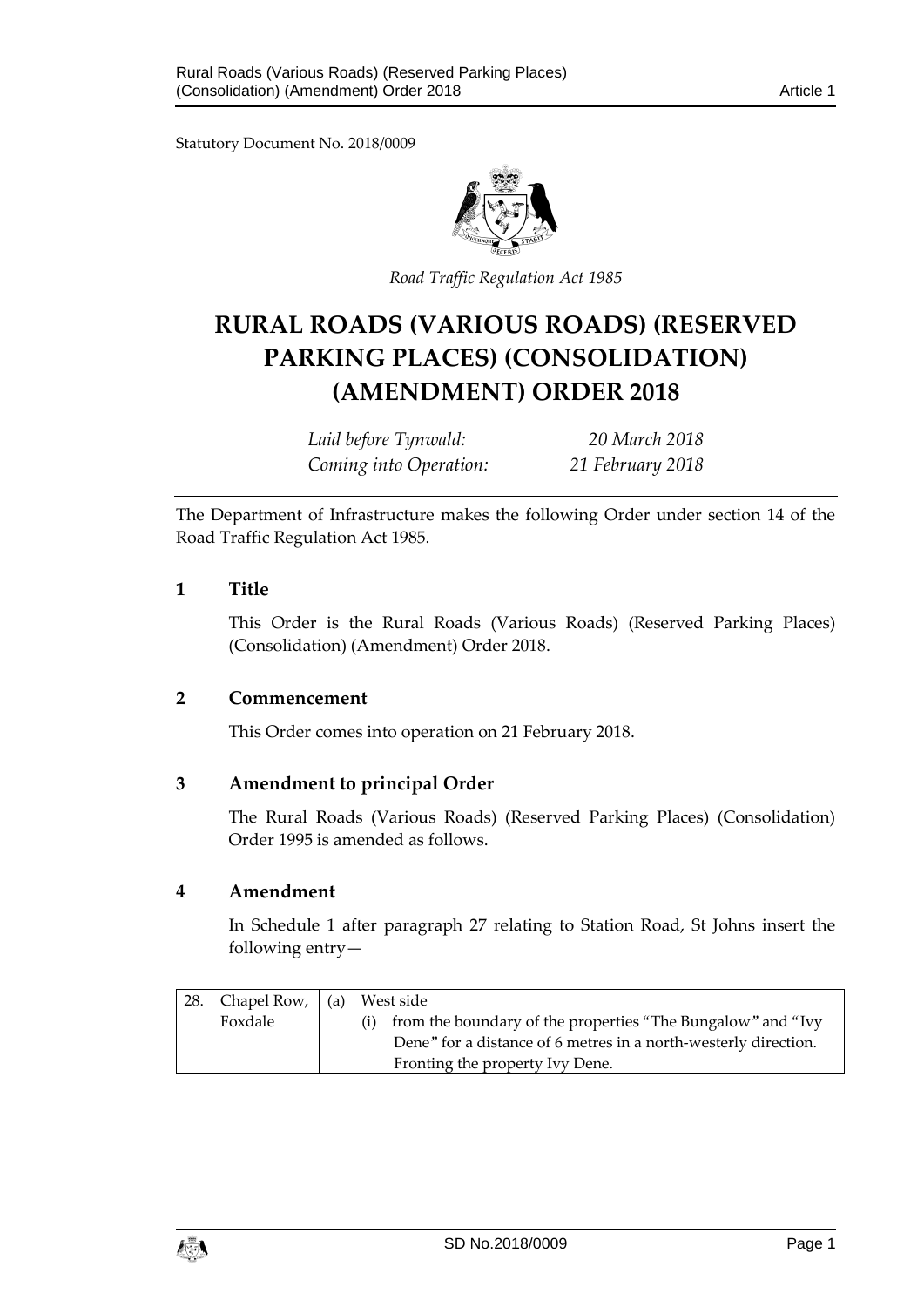Statutory Document No. 2018/0009

*Road Traffic Regulation Act 1985*

# RURAL ROADS (VARIOUS ROADS) (RESERVED PARKING PLACES) (CONSOLIDATION) (AMENDMENT) ORDER 2018

| | |
|---|---|
| *Laid before Tynwald:* | *20 March 2018* |
| *Coming into Operation:* | *21 February 2018* |

The Department of Infrastructure makes the following Order under section 14 of the Road Traffic Regulation Act 1985.

## 1 Title

This Order is the Rural Roads (Various Roads) (Reserved Parking Places) (Consolidation) (Amendment) Order 2018.

## 2 Commencement

This Order comes into operation on 21 February 2018.

## 3 Amendment to principal Order

The Rural Roads (Various Roads) (Reserved Parking Places) (Consolidation) Order 1995 is amended as follows.

## 4 Amendment

In Schedule 1 after paragraph 27 relating to Station Road, St Johns insert the following entry—

| | | |
|---|---|---|
| 28. | Chapel Row, Foxdale | (a) West side<br>(i) from the boundary of the properties "The Bungalow" and "Ivy Dene" for a distance of 6 metres in a north-westerly direction. Fronting the property Ivy Dene. |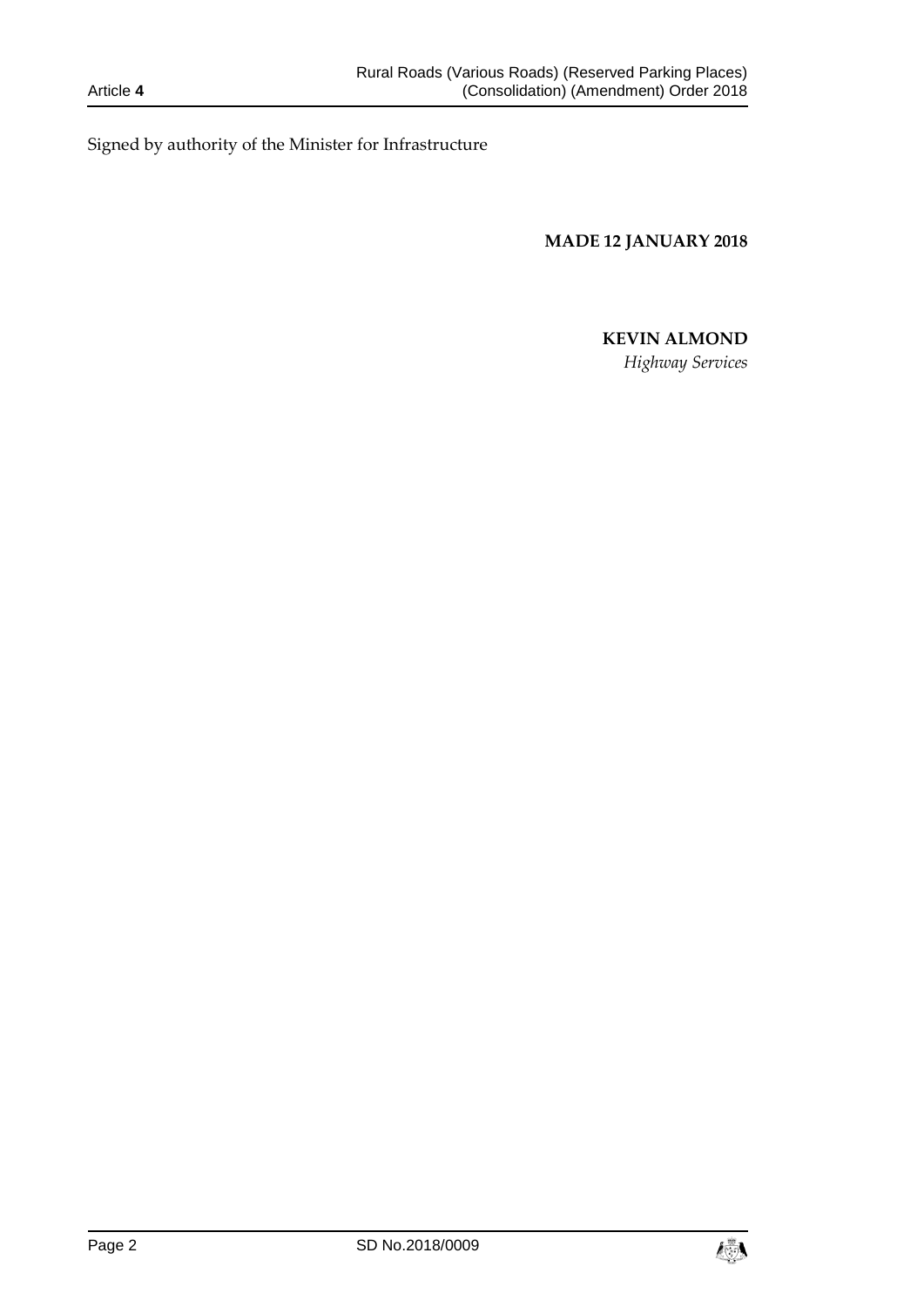Signed by authority of the Minister for Infrastructure

**MADE 12 JANUARY 2018**

**KEVIN ALMOND**

*Highway Services*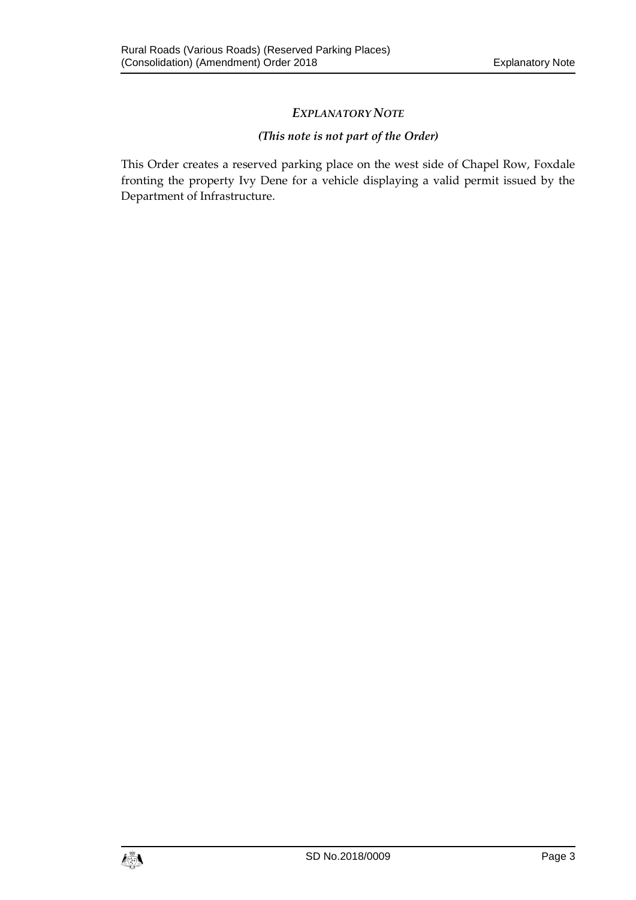## *EXPLANATORY NOTE*

***(This note is not part of the Order)***

This Order creates a reserved parking place on the west side of Chapel Row, Foxdale fronting the property Ivy Dene for a vehicle displaying a valid permit issued by the Department of Infrastructure.